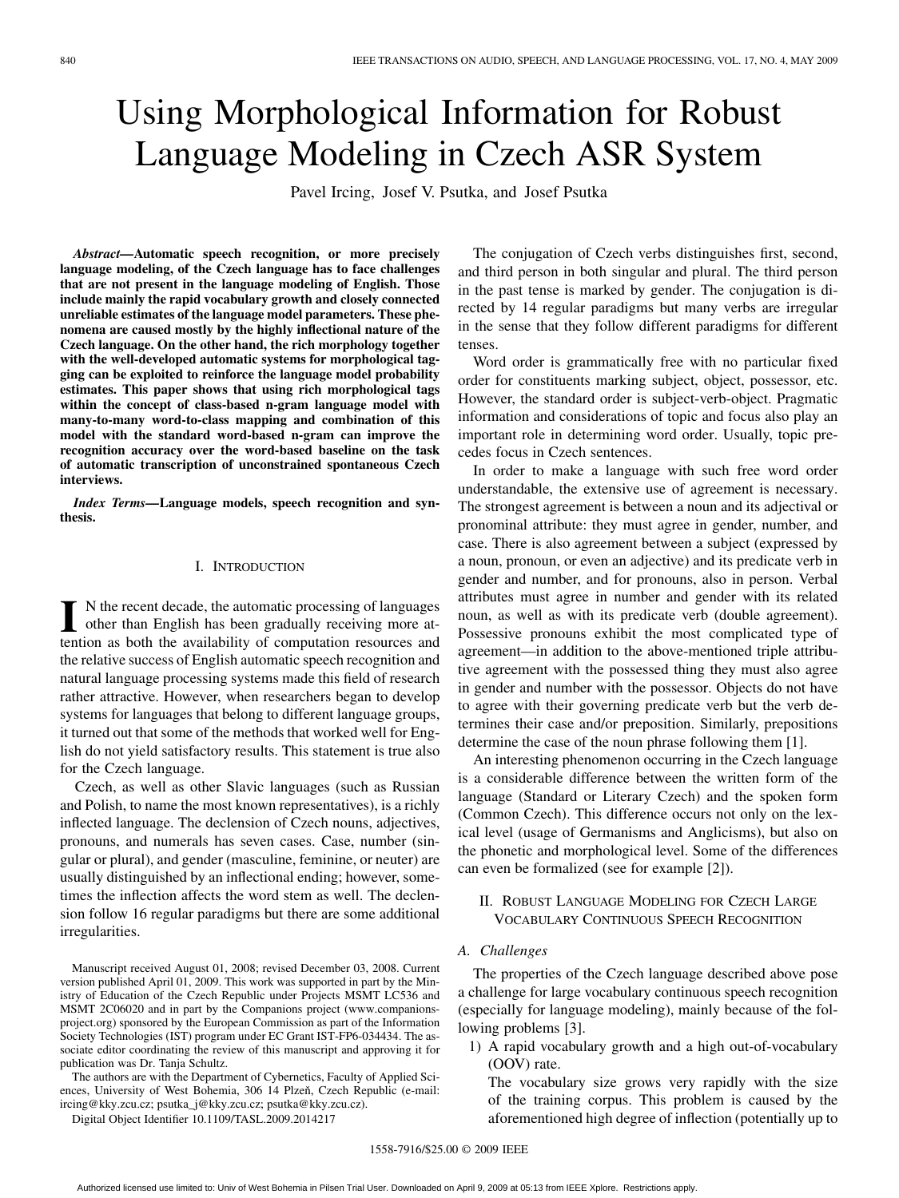# Using Morphological Information for Robust Language Modeling in Czech ASR System

Pavel Ircing, Josef V. Psutka, and Josef Psutka

***Abstract*—Automatic speech recognition, or more precisely language modeling, of the Czech language has to face challenges that are not present in the language modeling of English. Those include mainly the rapid vocabulary growth and closely connected unreliable estimates of the language model parameters. These phenomena are caused mostly by the highly inflectional nature of the Czech language. On the other hand, the rich morphology together with the well-developed automatic systems for morphological tagging can be exploited to reinforce the language model probability estimates. This paper shows that using rich morphological tags within the concept of class-based n-gram language model with many-to-many word-to-class mapping and combination of this model with the standard word-based n-gram can improve the recognition accuracy over the word-based baseline on the task of automatic transcription of unconstrained spontaneous Czech interviews.**

***Index Terms*—Language models, speech recognition and synthesis.**

## I. Introduction

In the recent decade, the automatic processing of languages other than English has been gradually receiving more attention as both the availability of computation resources and the relative success of English automatic speech recognition and natural language processing systems made this field of research rather attractive. However, when researchers began to develop systems for languages that belong to different language groups, it turned out that some of the methods that worked well for English do not yield satisfactory results. This statement is true also for the Czech language.

Czech, as well as other Slavic languages (such as Russian and Polish, to name the most known representatives), is a richly inflected language. The declension of Czech nouns, adjectives, pronouns, and numerals has seven cases. Case, number (singular or plural), and gender (masculine, feminine, or neuter) are usually distinguished by an inflectional ending; however, sometimes the inflection affects the word stem as well. The declension follow 16 regular paradigms but there are some additional irregularities.

The conjugation of Czech verbs distinguishes first, second, and third person in both singular and plural. The third person in the past tense is marked by gender. The conjugation is directed by 14 regular paradigms but many verbs are irregular in the sense that they follow different paradigms for different tenses.

Word order is grammatically free with no particular fixed order for constituents marking subject, object, possessor, etc. However, the standard order is subject-verb-object. Pragmatic information and considerations of topic and focus also play an important role in determining word order. Usually, topic precedes focus in Czech sentences.

In order to make a language with such free word order understandable, the extensive use of agreement is necessary. The strongest agreement is between a noun and its adjectival or pronominal attribute: they must agree in gender, number, and case. There is also agreement between a subject (expressed by a noun, pronoun, or even an adjective) and its predicate verb in gender and number, and for pronouns, also in person. Verbal attributes must agree in number and gender with its related noun, as well as with its predicate verb (double agreement). Possessive pronouns exhibit the most complicated type of agreement—in addition to the above-mentioned triple attributive agreement with the possessed thing they must also agree in gender and number with the possessor. Objects do not have to agree with their governing predicate verb but the verb determines their case and/or preposition. Similarly, prepositions determine the case of the noun phrase following them [1].

An interesting phenomenon occurring in the Czech language is a considerable difference between the written form of the language (Standard or Literary Czech) and the spoken form (Common Czech). This difference occurs not only on the lexical level (usage of Germanisms and Anglicisms), but also on the phonetic and morphological level. Some of the differences can even be formalized (see for example [2]).

## II. Robust Language Modeling for Czech Large Vocabulary Continuous Speech Recognition

### A. Challenges

The properties of the Czech language described above pose a challenge for large vocabulary continuous speech recognition (especially for language modeling), mainly because of the following problems [3].

1) A rapid vocabulary growth and a high out-of-vocabulary (OOV) rate.
   The vocabulary size grows very rapidly with the size of the training corpus. This problem is caused by the aforementioned high degree of inflection (potentially up to

Manuscript received August 01, 2008; revised December 03, 2008. Current version published April 01, 2009. This work was supported in part by the Ministry of Education of the Czech Republic under Projects MSMT LC536 and MSMT 2C06020 and in part by the Companions project (www.companions-project.org) sponsored by the European Commission as part of the Information Society Technologies (IST) program under EC Grant IST-FP6-034434. The associate editor coordinating the review of this manuscript and approving it for publication was Dr. Tanja Schultz.

The authors are with the Department of Cybernetics, Faculty of Applied Sciences, University of West Bohemia, 306 14 Plzeň, Czech Republic (e-mail: ircing@kky.zcu.cz; psutka_j@kky.zcu.cz; psutka@kky.zcu.cz).

Digital Object Identifier 10.1109/TASL.2009.2014217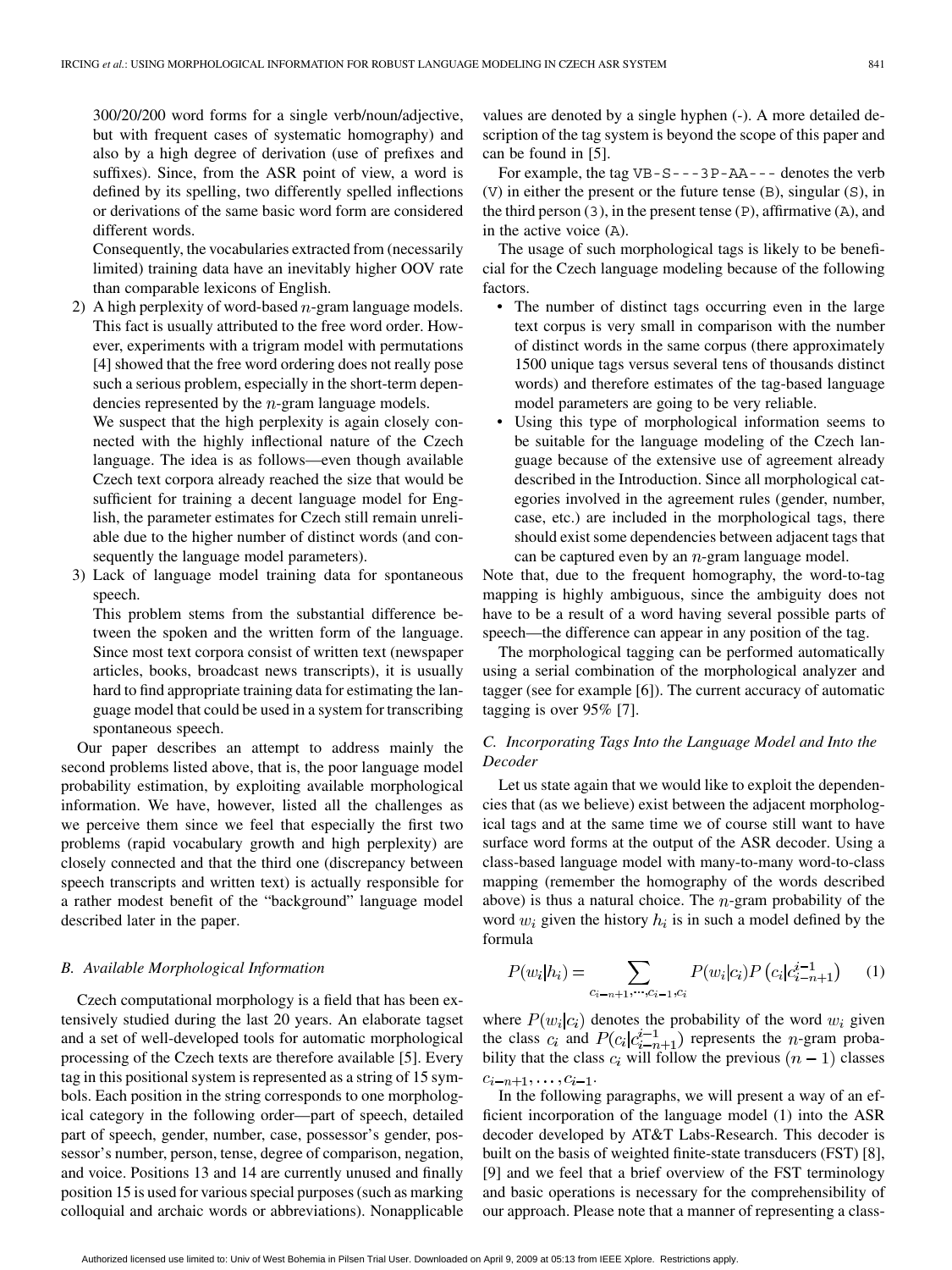300/20/200 word forms for a single verb/noun/adjective, but with frequent cases of systematic homography) and also by a high degree of derivation (use of prefixes and suffixes). Since, from the ASR point of view, a word is defined by its spelling, two differently spelled inflections or derivations of the same basic word form are considered different words.

   Consequently, the vocabularies extracted from (necessarily limited) training data have an inevitably higher OOV rate than comparable lexicons of English.

2) A high perplexity of word-based $n$-gram language models. This fact is usually attributed to the free word order. However, experiments with a trigram model with permutations [4] showed that the free word ordering does not really pose such a serious problem, especially in the short-term dependencies represented by the $n$-gram language models.

   We suspect that the high perplexity is again closely connected with the highly inflectional nature of the Czech language. The idea is as follows—even though available Czech text corpora already reached the size that would be sufficient for training a decent language model for English, the parameter estimates for Czech still remain unreliable due to the higher number of distinct words (and consequently the language model parameters).

3) Lack of language model training data for spontaneous speech.

   This problem stems from the substantial difference between the spoken and the written form of the language. Since most text corpora consist of written text (newspaper articles, books, broadcast news transcripts), it is usually hard to find appropriate training data for estimating the language model that could be used in a system for transcribing spontaneous speech.

Our paper describes an attempt to address mainly the second problems listed above, that is, the poor language model probability estimation, by exploiting available morphological information. We have, however, listed all the challenges as we perceive them since we feel that especially the first two problems (rapid vocabulary growth and high perplexity) are closely connected and that the third one (discrepancy between speech transcripts and written text) is actually responsible for a rather modest benefit of the "background" language model described later in the paper.

### B. Available Morphological Information

Czech computational morphology is a field that has been extensively studied during the last 20 years. An elaborate tagset and a set of well-developed tools for automatic morphological processing of the Czech texts are therefore available [5]. Every tag in this positional system is represented as a string of 15 symbols. Each position in the string corresponds to one morphological category in the following order—part of speech, detailed part of speech, gender, number, case, possessor's gender, possessor's number, person, tense, degree of comparison, negation, and voice. Positions 13 and 14 are currently unused and finally position 15 is used for various special purposes (such as marking colloquial and archaic words or abbreviations). Nonapplicable values are denoted by a single hyphen (-). A more detailed description of the tag system is beyond the scope of this paper and can be found in [5].

For example, the tag `VB-S---3P-AA---` denotes the verb (`V`) in either the present or the future tense (`B`), singular (`S`), in the third person (`3`), in the present tense (`P`), affirmative (`A`), and in the active voice (`A`).

The usage of such morphological tags is likely to be beneficial for the Czech language modeling because of the following factors.

- The number of distinct tags occurring even in the large text corpus is very small in comparison with the number of distinct words in the same corpus (there approximately 1500 unique tags versus several tens of thousands distinct words) and therefore estimates of the tag-based language model parameters are going to be very reliable.
- Using this type of morphological information seems to be suitable for the language modeling of the Czech language because of the extensive use of agreement already described in the Introduction. Since all morphological categories involved in the agreement rules (gender, number, case, etc.) are included in the morphological tags, there should exist some dependencies between adjacent tags that can be captured even by an $n$-gram language model.

Note that, due to the frequent homography, the word-to-tag mapping is highly ambiguous, since the ambiguity does not have to be a result of a word having several possible parts of speech—the difference can appear in any position of the tag.

The morphological tagging can be performed automatically using a serial combination of the morphological analyzer and tagger (see for example [6]). The current accuracy of automatic tagging is over 95% [7].

### C. Incorporating Tags Into the Language Model and Into the Decoder

Let us state again that we would like to exploit the dependencies that (as we believe) exist between the adjacent morphological tags and at the same time we of course still want to have surface word forms at the output of the ASR decoder. Using a class-based language model with many-to-many word-to-class mapping (remember the homography of the words described above) is thus a natural choice. The $n$-gram probability of the word $w_i$ given the history $h_i$ is in such a model defined by the formula

$$P(w_i|h_i) = \sum_{c_{i-n+1},\ldots,c_{i-1},c_i} P(w_i|c_i)P\left(c_i|c_{i-n+1}^{i-1}\right) \quad (1)$$

where $P(w_i|c_i)$ denotes the probability of the word $w_i$ given the class $c_i$ and $P(c_i|c_{i-n+1}^{i-1})$ represents the $n$-gram probability that the class $c_i$ will follow the previous $(n-1)$ classes $c_{i-n+1},\ldots,c_{i-1}$.

In the following paragraphs, we will present a way of an efficient incorporation of the language model (1) into the ASR decoder developed by AT&T Labs-Research. This decoder is built on the basis of weighted finite-state transducers (FST) [8], [9] and we feel that a brief overview of the FST terminology and basic operations is necessary for the comprehensibility of our approach. Please note that a manner of representing a class-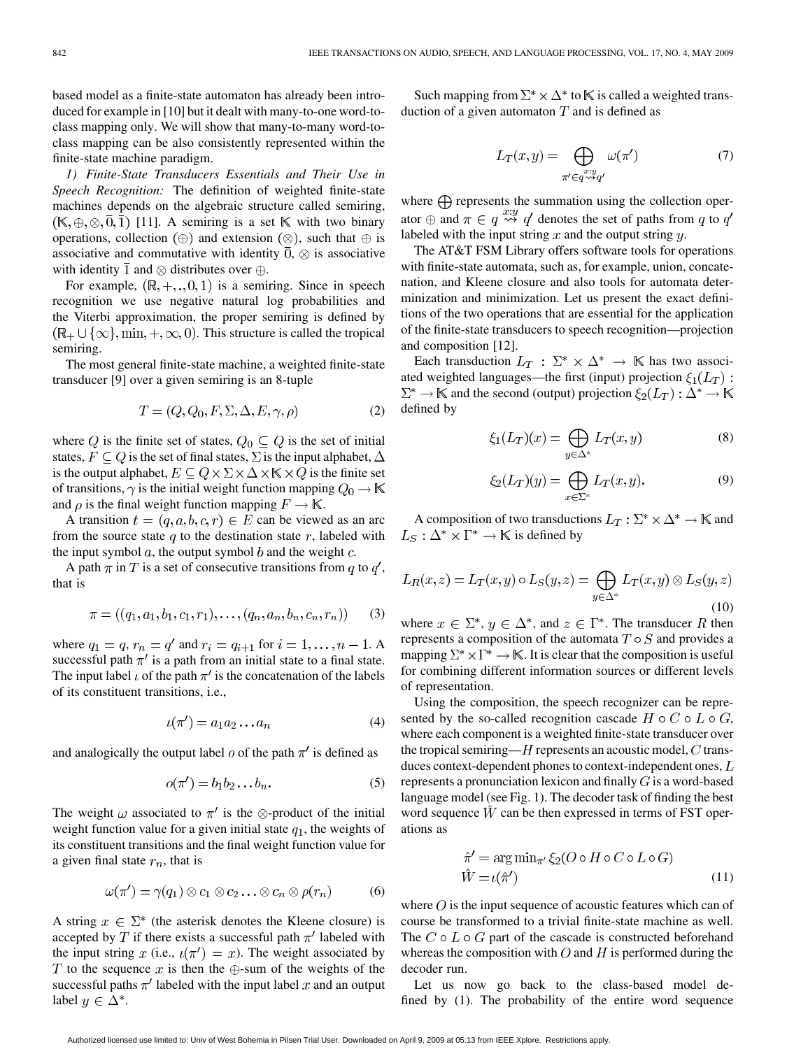based model as a finite-state automaton has already been introduced for example in [10] but it dealt with many-to-one word-to-class mapping only. We will show that many-to-many word-to-class mapping can be also consistently represented within the finite-state machine paradigm.

*1) Finite-State Transducers Essentials and Their Use in Speech Recognition:* The definition of weighted finite-state machines depends on the algebraic structure called semiring, $(\mathbb{K}, \oplus, \otimes, \bar{0}, \bar{1})$ [11]. A semiring is a set $\mathbb{K}$ with two binary operations, collection ($\oplus$) and extension ($\otimes$), such that $\oplus$ is associative and commutative with identity $\bar{0}$, $\otimes$ is associative with identity $\bar{1}$ and $\otimes$ distributes over $\oplus$.

For example, $(\mathbb{R}, +, ., 0, 1)$ is a semiring. Since in speech recognition we use negative natural log probabilities and the Viterbi approximation, the proper semiring is defined by $(\mathbb{R}_+ \cup \{\infty\}, \min, +, \infty, 0)$. This structure is called the tropical semiring.

The most general finite-state machine, a weighted finite-state transducer [9] over a given semiring is an 8-tuple

$$T = (Q, Q_0, F, \Sigma, \Delta, E, \gamma, \rho) \tag{2}$$

where $Q$ is the finite set of states, $Q_0 \subseteq Q$ is the set of initial states, $F \subseteq Q$ is the set of final states, $\Sigma$ is the input alphabet, $\Delta$ is the output alphabet, $E \subseteq Q \times \Sigma \times \Delta \times \mathbb{K} \times Q$ is the finite set of transitions, $\gamma$ is the initial weight function mapping $Q_0 \rightarrow \mathbb{K}$ and $\rho$ is the final weight function mapping $F \rightarrow \mathbb{K}$.

A transition $t = (q, a, b, c, r) \in E$ can be viewed as an arc from the source state $q$ to the destination state $r$, labeled with the input symbol $a$, the output symbol $b$ and the weight $c$.

A path $\pi$ in $T$ is a set of consecutive transitions from $q$ to $q'$, that is

$$\pi = ((q_1, a_1, b_1, c_1, r_1), \ldots, (q_n, a_n, b_n, c_n, r_n)) \tag{3}$$

where $q_1 = q$, $r_n = q'$ and $r_i = q_{i+1}$ for $i = 1, \ldots, n-1$. A successful path $\pi'$ is a path from an initial state to a final state. The input label $\iota$ of the path $\pi'$ is the concatenation of the labels of its constituent transitions, i.e.,

$$\iota(\pi') = a_1 a_2 \ldots a_n \tag{4}$$

and analogically the output label $o$ of the path $\pi'$ is defined as

$$o(\pi') = b_1 b_2 \ldots b_n. \tag{5}$$

The weight $\omega$ associated to $\pi'$ is the $\otimes$-product of the initial weight function value for a given initial state $q_1$, the weights of its constituent transitions and the final weight function value for a given final state $r_n$, that is

$$\omega(\pi') = \gamma(q_1) \otimes c_1 \otimes c_2 \ldots \otimes c_n \otimes \rho(r_n) \tag{6}$$

A string $x \in \Sigma^*$ (the asterisk denotes the Kleene closure) is accepted by $T$ if there exists a successful path $\pi'$ labeled with the input string $x$ (i.e., $\iota(\pi') = x$). The weight associated by $T$ to the sequence $x$ is then the $\oplus$-sum of the weights of the successful paths $\pi'$ labeled with the input label $x$ and an output label $y \in \Delta^*$.

Such mapping from $\Sigma^* \times \Delta^*$ to $\mathbb{K}$ is called a weighted transduction of a given automaton $T$ and is defined as

$$L_T(x, y) = \bigoplus_{\pi' \in q \overset{x:y}{\rightsquigarrow} q'} \omega(\pi') \tag{7}$$

where $\bigoplus$ represents the summation using the collection operator $\oplus$ and $\pi \in q \overset{x:y}{\rightsquigarrow} q'$ denotes the set of paths from $q$ to $q'$ labeled with the input string $x$ and the output string $y$.

The AT&T FSM Library offers software tools for operations with finite-state automata, such as, for example, union, concatenation, and Kleene closure and also tools for automata determinization and minimization. Let us present the exact definitions of the two operations that are essential for the application of the finite-state transducers to speech recognition—projection and composition [12].

Each transduction $L_T : \Sigma^* \times \Delta^* \rightarrow \mathbb{K}$ has two associated weighted languages—the first (input) projection $\xi_1(L_T) : \Sigma^* \rightarrow \mathbb{K}$ and the second (output) projection $\xi_2(L_T) : \Delta^* \rightarrow \mathbb{K}$ defined by

$$\xi_1(L_T)(x) = \bigoplus_{y \in \Delta^*} L_T(x, y) \tag{8}$$

$$\xi_2(L_T)(y) = \bigoplus_{x \in \Sigma^*} L_T(x, y). \tag{9}$$

A composition of two transductions $L_T : \Sigma^* \times \Delta^* \rightarrow \mathbb{K}$ and $L_S : \Delta^* \times \Gamma^* \rightarrow \mathbb{K}$ is defined by

$$L_R(x, z) = L_T(x, y) \circ L_S(y, z) = \bigoplus_{y \in \Delta^*} L_T(x, y) \otimes L_S(y, z) \tag{10}$$

where $x \in \Sigma^*$, $y \in \Delta^*$, and $z \in \Gamma^*$. The transducer $R$ then represents a composition of the automata $T \circ S$ and provides a mapping $\Sigma^* \times \Gamma^* \rightarrow \mathbb{K}$. It is clear that the composition is useful for combining different information sources or different levels of representation.

Using the composition, the speech recognizer can be represented by the so-called recognition cascade $H \circ C \circ L \circ G$, where each component is a weighted finite-state transducer over the tropical semiring—$H$ represents an acoustic model, $C$ transduces context-dependent phones to context-independent ones, $L$ represents a pronunciation lexicon and finally $G$ is a word-based language model (see Fig. 1). The decoder task of finding the best word sequence $\hat{W}$ can be then expressed in terms of FST operations as

$$\begin{aligned} \hat{\pi}' &= \arg\min_{\pi'} \xi_2(O \circ H \circ C \circ L \circ G) \\ \hat{W} &= \iota(\hat{\pi}') \end{aligned} \tag{11}$$

where $O$ is the input sequence of acoustic features which can of course be transformed to a trivial finite-state machine as well. The $C \circ L \circ G$ part of the cascade is constructed beforehand whereas the composition with $O$ and $H$ is performed during the decoder run.

Let us now go back to the class-based model defined by (1). The probability of the entire word sequence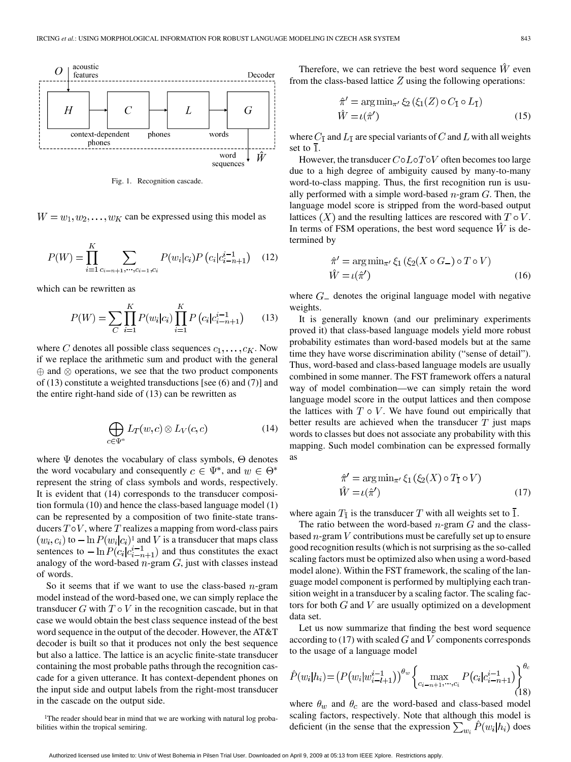Fig. 1. Recognition cascade.

$W = w_1, w_2, \ldots, w_K$ can be expressed using this model as

$$P(W) = \prod_{i=1}^{K} \sum_{c_{i-n+1},\ldots,c_{i-1},c_i} P(w_i|c_i) P\left(c_i|c_{i-n+1}^{i-1}\right) \quad (12)$$

which can be rewritten as

$$P(W) = \sum_{C} \prod_{i=1}^{K} P(w_i|c_i) \prod_{i=1}^{K} P\left(c_i|c_{i-n+1}^{i-1}\right) \quad (13)$$

where $C$ denotes all possible class sequences $c_1, \ldots, c_K$. Now if we replace the arithmetic sum and product with the general $\oplus$ and $\otimes$ operations, we see that the two product components of (13) constitute a weighted transductions [see (6) and (7)] and the entire right-hand side of (13) can be rewritten as

$$\bigoplus_{c \in \Psi^*} L_T(w, c) \otimes L_V(c, c) \quad (14)$$

where $\Psi$ denotes the vocabulary of class symbols, $\Theta$ denotes the word vocabulary and consequently $c \in \Psi^*$, and $w \in \Theta^*$ represent the string of class symbols and words, respectively. It is evident that (14) corresponds to the transducer composition formula (10) and hence the class-based language model (1) can be represented by a composition of two finite-state transducers $T \circ V$, where $T$ realizes a mapping from word-class pairs $(w_i, c_i)$ to $-\ln P(w_i|c_i)$[1] and $V$ is a transducer that maps class sentences to $-\ln P(c_i|c_{i-n+1}^{i-1})$ and thus constitutes the exact analogy of the word-based $n$-gram $G$, just with classes instead of words.

So it seems that if we want to use the class-based $n$-gram model instead of the word-based one, we can simply replace the transducer $G$ with $T \circ V$ in the recognition cascade, but in that case we would obtain the best class sequence instead of the best word sequence in the output of the decoder. However, the AT&T decoder is built so that it produces not only the best sequence but also a lattice. The lattice is an acyclic finite-state transducer containing the most probable paths through the recognition cascade for a given utterance. It has context-dependent phones on the input side and output labels from the right-most transducer in the cascade on the output side.

[1]The reader should bear in mind that we are working with natural log probabilities within the tropical semiring.

Therefore, we can retrieve the best word sequence $\hat{W}$ even from the class-based lattice $Z$ using the following operations:

$$\begin{aligned} \hat{\pi}' &= \arg\min_{\pi'} \xi_2\left(\xi_1(Z) \circ C_{\bar{1}} \circ L_{\bar{1}}\right) \\ \hat{W} &= \iota(\hat{\pi}') \end{aligned} \quad (15)$$

where $C_{\bar{1}}$ and $L_{\bar{1}}$ are special variants of $C$ and $L$ with all weights set to $\bar{1}$.

However, the transducer $C \circ L \circ T \circ V$ often becomes too large due to a high degree of ambiguity caused by many-to-many word-to-class mapping. Thus, the first recognition run is usually performed with a simple word-based $n$-gram $G$. Then, the language model score is stripped from the word-based output lattices $(X)$ and the resulting lattices are rescored with $T \circ V$. In terms of FSM operations, the best word sequence $\hat{W}$ is determined by

$$\begin{aligned} \hat{\pi}' &= \arg\min_{\pi'} \xi_1\left(\xi_2(X \circ G_-) \circ T \circ V\right) \\ \hat{W} &= \iota(\hat{\pi}') \end{aligned} \quad (16)$$

where $G_-$ denotes the original language model with negative weights.

It is generally known (and our preliminary experiments proved it) that class-based language models yield more robust probability estimates than word-based models but at the same time they have worse discrimination ability ("sense of detail"). Thus, word-based and class-based language models are usually combined in some manner. The FST framework offers a natural way of model combination—we can simply retain the word language model score in the output lattices and then compose the lattices with $T \circ V$. We have found out empirically that better results are achieved when the transducer $T$ just maps words to classes but does not associate any probability with this mapping. Such model combination can be expressed formally as

$$\begin{aligned} \hat{\pi}' &= \arg\min_{\pi'} \xi_1\left(\xi_2(X) \circ T_{\bar{1}} \circ V\right) \\ \hat{W} &= \iota(\hat{\pi}') \end{aligned} \quad (17)$$

where again $T_{\bar{1}}$ is the transducer $T$ with all weights set to $\bar{1}$.

The ratio between the word-based $n$-gram $G$ and the class-based $n$-gram $V$ contributions must be carefully set up to ensure good recognition results (which is not surprising as the so-called scaling factors must be optimized also when using a word-based model alone). Within the FST framework, the scaling of the language model component is performed by multiplying each transition weight in a transducer by a scaling factor. The scaling factors for both $G$ and $V$ are usually optimized on a development data set.

Let us now summarize that finding the best word sequence according to (17) with scaled $G$ and $V$ components corresponds to the usage of a language model

$$\hat{P}(w_i|h_i) = \left(P\left(w_i|w_{i-l+1}^{i-1}\right)\right)^{\theta_w} \left\{\max_{c_{i-n+1},\ldots,c_i} P\left(c_i|c_{i-n+1}^{i-1}\right)\right\}^{\theta_c} \quad (18)$$

where $\theta_w$ and $\theta_c$ are the word-based and class-based model scaling factors, respectively. Note that although this model is deficient (in the sense that the expression $\sum_{w_i} \hat{P}(w_i|h_i)$ does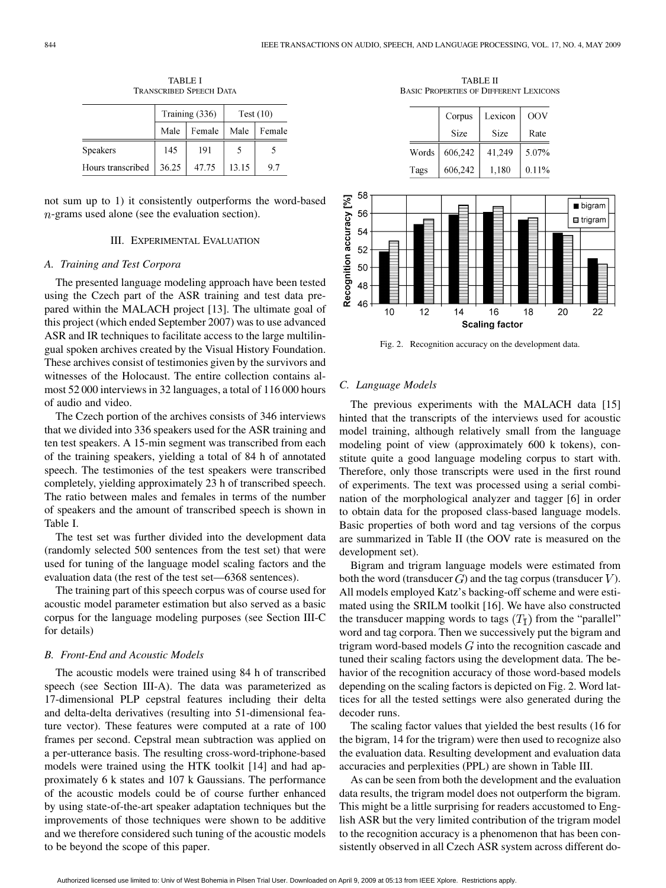TABLE I
TRANSCRIBED SPEECH DATA

| | Training (336) | | Test (10) | |
|---|---|---|---|---|
| | Male | Female | Male | Female |
| Speakers | 145 | 191 | 5 | 5 |
| Hours transcribed | 36.25 | 47.75 | 13.15 | 9.7 |

not sum up to 1) it consistently outperforms the word-based $n$-grams used alone (see the evaluation section).

## III. EXPERIMENTAL EVALUATION

### A. Training and Test Corpora

The presented language modeling approach have been tested using the Czech part of the ASR training and test data prepared within the MALACH project [13]. The ultimate goal of this project (which ended September 2007) was to use advanced ASR and IR techniques to facilitate access to the large multilingual spoken archives created by the Visual History Foundation. These archives consist of testimonies given by the survivors and witnesses of the Holocaust. The entire collection contains almost 52 000 interviews in 32 languages, a total of 116 000 hours of audio and video.

The Czech portion of the archives consists of 346 interviews that we divided into 336 speakers used for the ASR training and ten test speakers. A 15-min segment was transcribed from each of the training speakers, yielding a total of 84 h of annotated speech. The testimonies of the test speakers were transcribed completely, yielding approximately 23 h of transcribed speech. The ratio between males and females in terms of the number of speakers and the amount of transcribed speech is shown in Table I.

The test set was further divided into the development data (randomly selected 500 sentences from the test set) that were used for tuning of the language model scaling factors and the evaluation data (the rest of the test set—6368 sentences).

The training part of this speech corpus was of course used for acoustic model parameter estimation but also served as a basic corpus for the language modeling purposes (see Section III-C for details)

### B. Front-End and Acoustic Models

The acoustic models were trained using 84 h of transcribed speech (see Section III-A). The data was parameterized as 17-dimensional PLP cepstral features including their delta and delta-delta derivatives (resulting into 51-dimensional feature vector). These features were computed at a rate of 100 frames per second. Cepstral mean subtraction was applied on a per-utterance basis. The resulting cross-word-triphone-based models were trained using the HTK toolkit [14] and had approximately 6 k states and 107 k Gaussians. The performance of the acoustic models could be of course further enhanced by using state-of-the-art speaker adaptation techniques but the improvements of those techniques were shown to be additive and we therefore considered such tuning of the acoustic models to be beyond the scope of this paper.

TABLE II
BASIC PROPERTIES OF DIFFERENT LEXICONS

| | Corpus Size | Lexicon Size | OOV Rate |
|---|---|---|---|
| Words | 606,242 | 41,249 | 5.07% |
| Tags | 606,242 | 1,180 | 0.11% |

Fig. 2. Recognition accuracy on the development data.

### C. Language Models

The previous experiments with the MALACH data [15] hinted that the transcripts of the interviews used for acoustic model training, although relatively small from the language modeling point of view (approximately 600 k tokens), constitute quite a good language modeling corpus to start with. Therefore, only those transcripts were used in the first round of experiments. The text was processed using a serial combination of the morphological analyzer and tagger [6] in order to obtain data for the proposed class-based language models. Basic properties of both word and tag versions of the corpus are summarized in Table II (the OOV rate is measured on the development set).

Bigram and trigram language models were estimated from both the word (transducer $G$) and the tag corpus (transducer $V$). All models employed Katz's backing-off scheme and were estimated using the SRILM toolkit [16]. We have also constructed the transducer mapping words to tags $(T_{\mathrm{I}})$ from the "parallel" word and tag corpora. Then we successively put the bigram and trigram word-based models $G$ into the recognition cascade and tuned their scaling factors using the development data. The behavior of the recognition accuracy of those word-based models depending on the scaling factors is depicted on Fig. 2. Word lattices for all the tested settings were also generated during the decoder runs.

The scaling factor values that yielded the best results (16 for the bigram, 14 for the trigram) were then used to recognize also the evaluation data. Resulting development and evaluation data accuracies and perplexities (PPL) are shown in Table III.

As can be seen from both the development and the evaluation data results, the trigram model does not outperform the bigram. This might be a little surprising for readers accustomed to English ASR but the very limited contribution of the trigram model to the recognition accuracy is a phenomenon that has been consistently observed in all Czech ASR system across different do-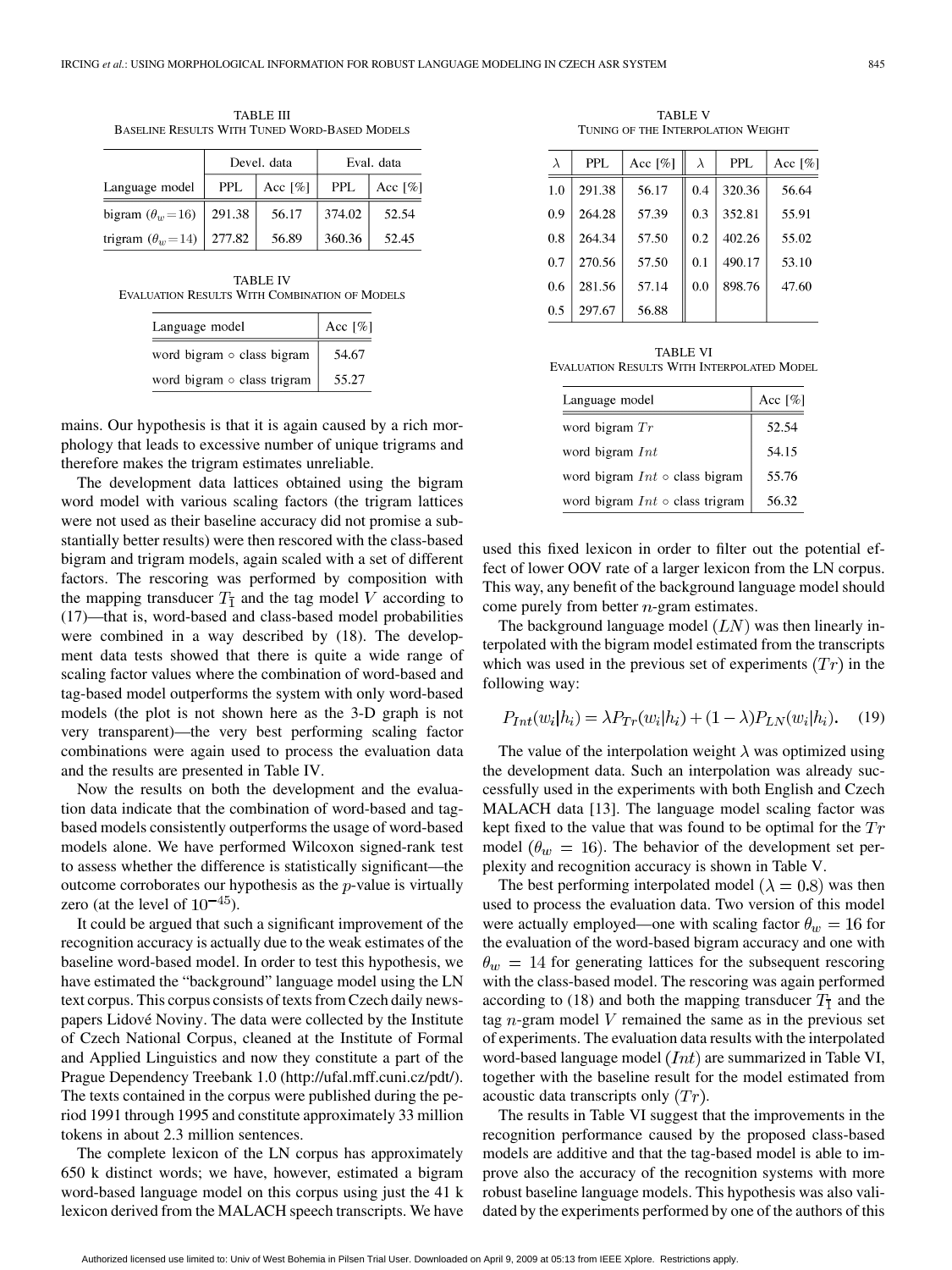TABLE III
BASELINE RESULTS WITH TUNED WORD-BASED MODELS

| Language model | Devel. data | | Eval. data | |
|---|---|---|---|---|
| | PPL | Acc [%] | PPL | Acc [%] |
| bigram ($\theta_w = 16$) | 291.38 | 56.17 | 374.02 | 52.54 |
| trigram ($\theta_w = 14$) | 277.82 | 56.89 | 360.36 | 52.45 |

TABLE IV
EVALUATION RESULTS WITH COMBINATION OF MODELS

| Language model | Acc [%] |
|---|---|
| word bigram $\circ$ class bigram | 54.67 |
| word bigram $\circ$ class trigram | 55.27 |

mains. Our hypothesis is that it is again caused by a rich morphology that leads to excessive number of unique trigrams and therefore makes the trigram estimates unreliable.

The development data lattices obtained using the bigram word model with various scaling factors (the trigram lattices were not used as their baseline accuracy did not promise a substantially better results) were then rescored with the class-based bigram and trigram models, again scaled with a set of different factors. The rescoring was performed by composition with the mapping transducer $T_{\bar{1}}$ and the tag model $V$ according to (17)—that is, word-based and class-based model probabilities were combined in a way described by (18). The development data tests showed that there is quite a wide range of scaling factor values where the combination of word-based and tag-based model outperforms the system with only word-based models (the plot is not shown here as the 3-D graph is not very transparent)—the very best performing scaling factor combinations were again used to process the evaluation data and the results are presented in Table IV.

Now the results on both the development and the evaluation data indicate that the combination of word-based and tag-based models consistently outperforms the usage of word-based models alone. We have performed Wilcoxon signed-rank test to assess whether the difference is statistically significant—the outcome corroborates our hypothesis as the $p$-value is virtually zero (at the level of $10^{-45}$).

It could be argued that such a significant improvement of the recognition accuracy is actually due to the weak estimates of the baseline word-based model. In order to test this hypothesis, we have estimated the "background" language model using the LN text corpus. This corpus consists of texts from Czech daily newspapers Lidové Noviny. The data were collected by the Institute of Czech National Corpus, cleaned at the Institute of Formal and Applied Linguistics and now they constitute a part of the Prague Dependency Treebank 1.0 (http://ufal.mff.cuni.cz/pdt/). The texts contained in the corpus were published during the period 1991 through 1995 and constitute approximately 33 million tokens in about 2.3 million sentences.

The complete lexicon of the LN corpus has approximately 650 k distinct words; we have, however, estimated a bigram word-based language model on this corpus using just the 41 k lexicon derived from the MALACH speech transcripts. We have used this fixed lexicon in order to filter out the potential effect of lower OOV rate of a larger lexicon from the LN corpus. This way, any benefit of the background language model should come purely from better $n$-gram estimates.

TABLE V
TUNING OF THE INTERPOLATION WEIGHT

| $\lambda$ | PPL | Acc [%] | $\lambda$ | PPL | Acc [%] |
|---|---|---|---|---|---|
| 1.0 | 291.38 | 56.17 | 0.4 | 320.36 | 56.64 |
| 0.9 | 264.28 | 57.39 | 0.3 | 352.81 | 55.91 |
| 0.8 | 264.34 | 57.50 | 0.2 | 402.26 | 55.02 |
| 0.7 | 270.56 | 57.50 | 0.1 | 490.17 | 53.10 |
| 0.6 | 281.56 | 57.14 | 0.0 | 898.76 | 47.60 |
| 0.5 | 297.67 | 56.88 | | | |

TABLE VI
EVALUATION RESULTS WITH INTERPOLATED MODEL

| Language model | Acc [%] |
|---|---|
| word bigram $Tr$ | 52.54 |
| word bigram $Int$ | 54.15 |
| word bigram $Int \circ$ class bigram | 55.76 |
| word bigram $Int \circ$ class trigram | 56.32 |

The background language model $(LN)$ was then linearly interpolated with the bigram model estimated from the transcripts which was used in the previous set of experiments $(Tr)$ in the following way:

$$P_{Int}(w_i|h_i) = \lambda P_{Tr}(w_i|h_i) + (1-\lambda)P_{LN}(w_i|h_i). \quad (19)$$

The value of the interpolation weight $\lambda$ was optimized using the development data. Such an interpolation was already successfully used in the experiments with both English and Czech MALACH data [13]. The language model scaling factor was kept fixed to the value that was found to be optimal for the $Tr$ model $(\theta_w = 16)$. The behavior of the development set perplexity and recognition accuracy is shown in Table V.

The best performing interpolated model $(\lambda = 0.8)$ was then used to process the evaluation data. Two version of this model were actually employed—one with scaling factor $\theta_w = 16$ for the evaluation of the word-based bigram accuracy and one with $\theta_w = 14$ for generating lattices for the subsequent rescoring with the class-based model. The rescoring was again performed according to (18) and both the mapping transducer $T_{\bar{1}}$ and the tag $n$-gram model $V$ remained the same as in the previous set of experiments. The evaluation data results with the interpolated word-based language model $(Int)$ are summarized in Table VI, together with the baseline result for the model estimated from acoustic data transcripts only $(Tr)$.

The results in Table VI suggest that the improvements in the recognition performance caused by the proposed class-based models are additive and that the tag-based model is able to improve also the accuracy of the recognition systems with more robust baseline language models. This hypothesis was also validated by the experiments performed by one of the authors of this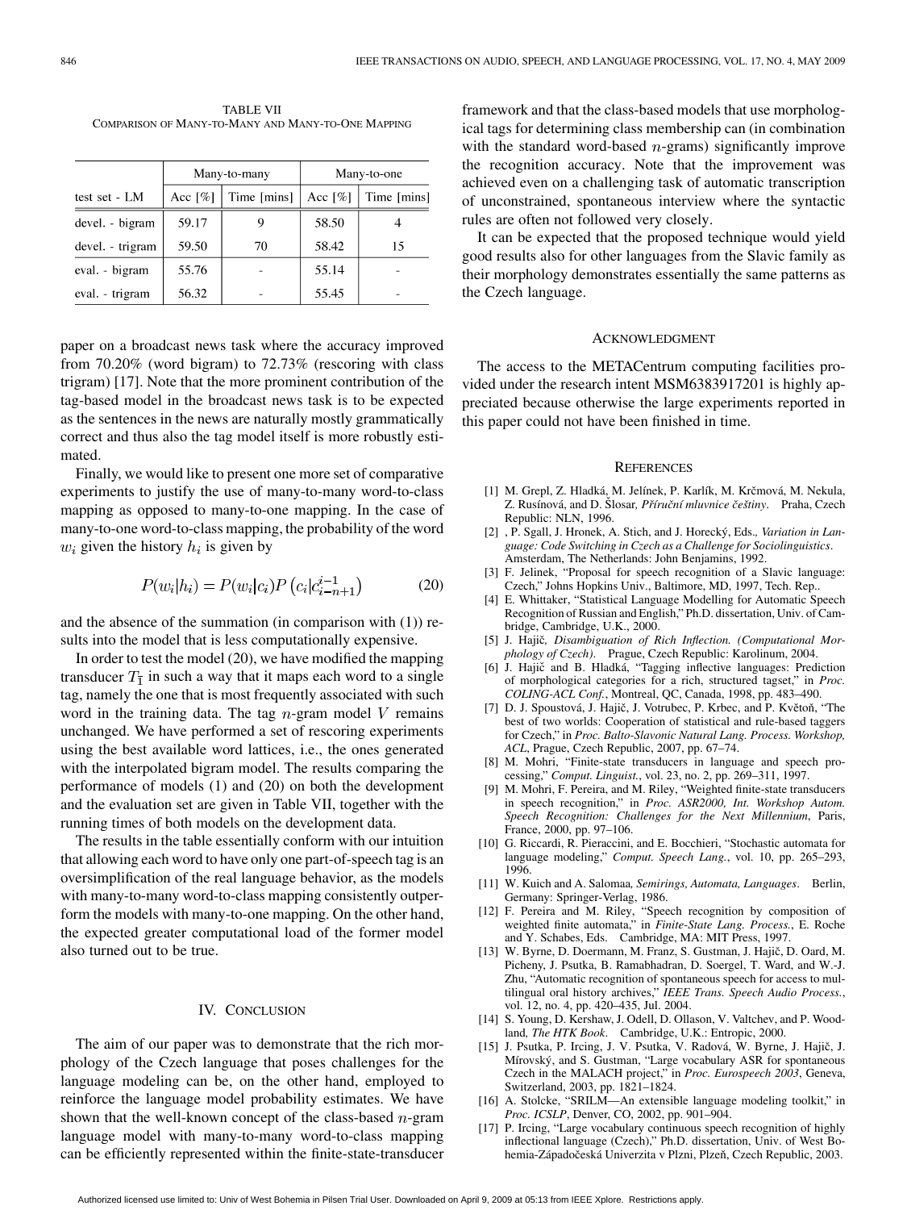TABLE VII
COMPARISON OF MANY-TO-MANY AND MANY-TO-ONE MAPPING

| test set - LM | Many-to-many | | Many-to-one | |
|---|---|---|---|---|
| | Acc [%] | Time [mins] | Acc [%] | Time [mins] |
| devel. - bigram | 59.17 | 9 | 58.50 | 4 |
| devel. - trigram | 59.50 | 70 | 58.42 | 15 |
| eval. - bigram | 55.76 | - | 55.14 | - |
| eval. - trigram | 56.32 | - | 55.45 | - |

paper on a broadcast news task where the accuracy improved from 70.20% (word bigram) to 72.73% (rescoring with class trigram) [17]. Note that the more prominent contribution of the tag-based model in the broadcast news task is to be expected as the sentences in the news are naturally mostly grammatically correct and thus also the tag model itself is more robustly estimated.

Finally, we would like to present one more set of comparative experiments to justify the use of many-to-many word-to-class mapping as opposed to many-to-one mapping. In the case of many-to-one word-to-class mapping, the probability of the word $w_i$ given the history $h_i$ is given by

$$P(w_i|h_i) = P(w_i|c_i)P\left(c_i|c_{i-n+1}^{i-1}\right) \tag{20}$$

and the absence of the summation (in comparison with (1)) results into the model that is less computationally expensive.

In order to test the model (20), we have modified the mapping transducer $T_{\bar{1}}$ in such a way that it maps each word to a single tag, namely the one that is most frequently associated with such word in the training data. The tag $n$-gram model $V$ remains unchanged. We have performed a set of rescoring experiments using the best available word lattices, i.e., the ones generated with the interpolated bigram model. The results comparing the performance of models (1) and (20) on both the development and the evaluation set are given in Table VII, together with the running times of both models on the development data.

The results in the table essentially conform with our intuition that allowing each word to have only one part-of-speech tag is an oversimplification of the real language behavior, as the models with many-to-many word-to-class mapping consistently outperform the models with many-to-one mapping. On the other hand, the expected greater computational load of the former model also turned out to be true.

## IV. CONCLUSION

The aim of our paper was to demonstrate that the rich morphology of the Czech language that poses challenges for the language modeling can be, on the other hand, employed to reinforce the language model probability estimates. We have shown that the well-known concept of the class-based $n$-gram language model with many-to-many word-to-class mapping can be efficiently represented within the finite-state-transducer framework and that the class-based models that use morphological tags for determining class membership can (in combination with the standard word-based $n$-grams) significantly improve the recognition accuracy. Note that the improvement was achieved even on a challenging task of automatic transcription of unconstrained, spontaneous interview where the syntactic rules are often not followed very closely.

It can be expected that the proposed technique would yield good results also for other languages from the Slavic family as their morphology demonstrates essentially the same patterns as the Czech language.

## ACKNOWLEDGMENT

The access to the METACentrum computing facilities provided under the research intent MSM6383917201 is highly appreciated because otherwise the large experiments reported in this paper could not have been finished in time.

## REFERENCES

[1] M. Grepl, Z. Hladká, M. Jelínek, P. Karlík, M. Krčmová, M. Nekula, Z. Rusínová, and D. Šlosar, *Příruční mluvnice češtiny*. Praha, Czech Republic: NLN, 1996.

[2] , P. Sgall, J. Hronek, A. Stich, and J. Horecký, Eds., *Variation in Language: Code Switching in Czech as a Challenge for Sociolinguistics*. Amsterdam, The Netherlands: John Benjamins, 1992.

[3] F. Jelinek, "Proposal for speech recognition of a Slavic language: Czech," Johns Hopkins Univ., Baltimore, MD, 1997, Tech. Rep..

[4] E. Whittaker, "Statistical Language Modelling for Automatic Speech Recognition of Russian and English," Ph.D. dissertation, Univ. of Cambridge, Cambridge, U.K., 2000.

[5] J. Hajič, *Disambiguation of Rich Inflection. (Computational Morphology of Czech)*. Prague, Czech Republic: Karolinum, 2004.

[6] J. Hajič and B. Hladká, "Tagging inflective languages: Prediction of morphological categories for a rich, structured tagset," in *Proc. COLING-ACL Conf.*, Montreal, QC, Canada, 1998, pp. 483–490.

[7] D. J. Spoustová, J. Hajič, J. Votrubec, P. Krbec, and P. Květoň, "The best of two worlds: Cooperation of statistical and rule-based taggers for Czech," in *Proc. Balto-Slavonic Natural Lang. Process. Workshop, ACL*, Prague, Czech Republic, 2007, pp. 67–74.

[8] M. Mohri, "Finite-state transducers in language and speech processing," *Comput. Linguist.*, vol. 23, no. 2, pp. 269–311, 1997.

[9] M. Mohri, F. Pereira, and M. Riley, "Weighted finite-state transducers in speech recognition," in *Proc. ASR2000, Int. Workshop Autom. Speech Recognition: Challenges for the Next Millennium*, Paris, France, 2000, pp. 97–106.

[10] G. Riccardi, R. Pieraccini, and E. Bocchieri, "Stochastic automata for language modeling," *Comput. Speech Lang.*, vol. 10, pp. 265–293, 1996.

[11] W. Kuich and A. Salomaa, *Semirings, Automata, Languages*. Berlin, Germany: Springer-Verlag, 1986.

[12] F. Pereira and M. Riley, "Speech recognition by composition of weighted finite automata," in *Finite-State Lang. Process.*, E. Roche and Y. Schabes, Eds. Cambridge, MA: MIT Press, 1997.

[13] W. Byrne, D. Doermann, M. Franz, S. Gustman, J. Hajič, D. Oard, M. Picheny, J. Psutka, B. Ramabhadran, D. Soergel, T. Ward, and W.-J. Zhu, "Automatic recognition of spontaneous speech for access to multilingual oral history archives," *IEEE Trans. Speech Audio Process.*, vol. 12, no. 4, pp. 420–435, Jul. 2004.

[14] S. Young, D. Kershaw, J. Odell, D. Ollason, V. Valtchev, and P. Woodland, *The HTK Book*. Cambridge, U.K.: Entropic, 2000.

[15] J. Psutka, P. Ircing, J. V. Psutka, V. Radová, W. Byrne, J. Hajič, J. Mírovský, and S. Gustman, "Large vocabulary ASR for spontaneous Czech in the MALACH project," in *Proc. Eurospeech 2003*, Geneva, Switzerland, 2003, pp. 1821–1824.

[16] A. Stolcke, "SRILM—An extensible language modeling toolkit," in *Proc. ICSLP*, Denver, CO, 2002, pp. 901–904.

[17] P. Ircing, "Large vocabulary continuous speech recognition of highly inflectional language (Czech)," Ph.D. dissertation, Univ. of West Bohemia-Západočeská Univerzita v Plzni, Plzeň, Czech Republic, 2003.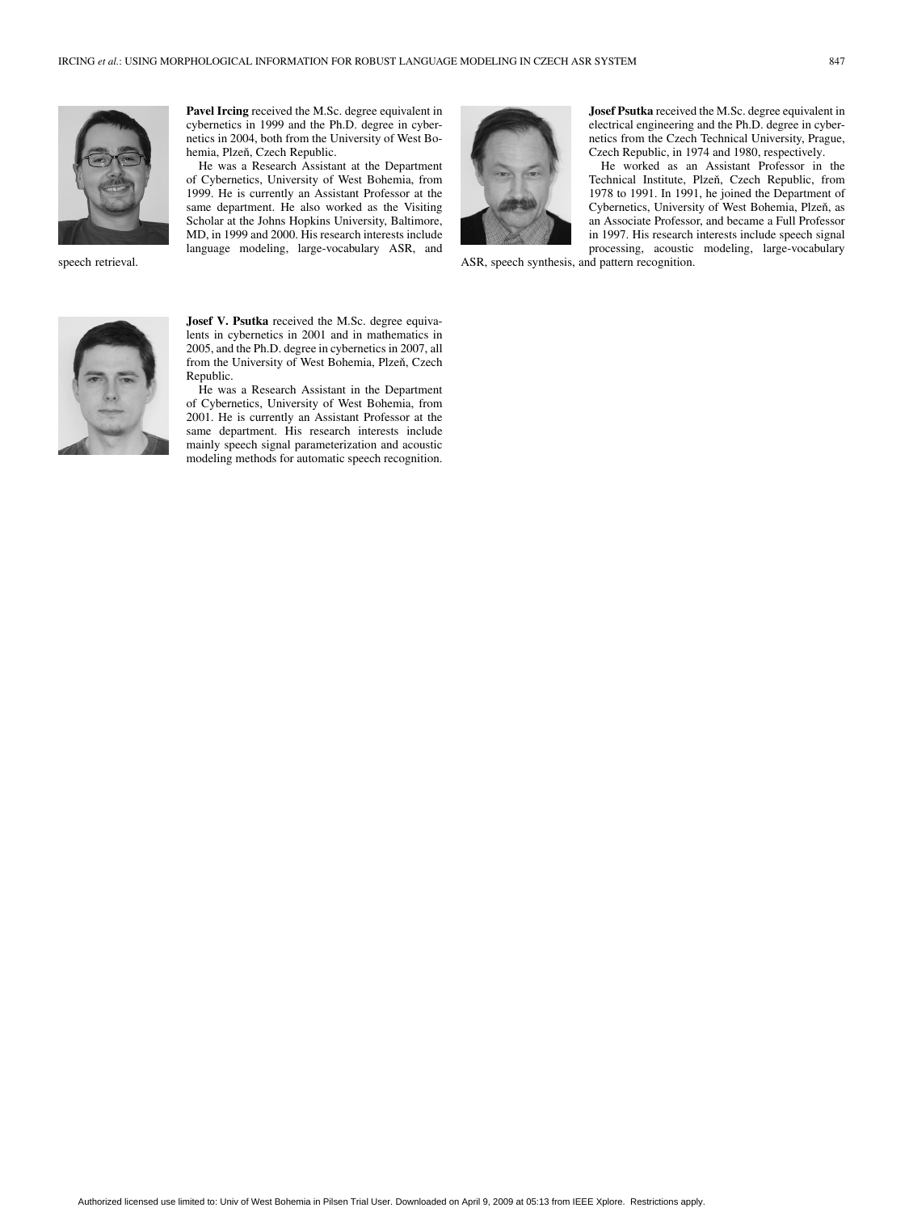**Pavel Ircing** received the M.Sc. degree equivalent in cybernetics in 1999 and the Ph.D. degree in cybernetics in 2004, both from the University of West Bohemia, Plzeň, Czech Republic.

He was a Research Assistant at the Department of Cybernetics, University of West Bohemia, from 1999. He is currently an Assistant Professor at the same department. He also worked as the Visiting Scholar at the Johns Hopkins University, Baltimore, MD, in 1999 and 2000. His research interests include language modeling, large-vocabulary ASR, and speech retrieval.

**Josef V. Psutka** received the M.Sc. degree equivalents in cybernetics in 2001 and in mathematics in 2005, and the Ph.D. degree in cybernetics in 2007, all from the University of West Bohemia, Plzeň, Czech Republic.

He was a Research Assistant in the Department of Cybernetics, University of West Bohemia, from 2001. He is currently an Assistant Professor at the same department. His research interests include mainly speech signal parameterization and acoustic modeling methods for automatic speech recognition.

**Josef Psutka** received the M.Sc. degree equivalent in electrical engineering and the Ph.D. degree in cybernetics from the Czech Technical University, Prague, Czech Republic, in 1974 and 1980, respectively.

He worked as an Assistant Professor in the Technical Institute, Plzeň, Czech Republic, from 1978 to 1991. In 1991, he joined the Department of Cybernetics, University of West Bohemia, Plzeň, as an Associate Professor, and became a Full Professor in 1997. His research interests include speech signal processing, acoustic modeling, large-vocabulary ASR, speech synthesis, and pattern recognition.